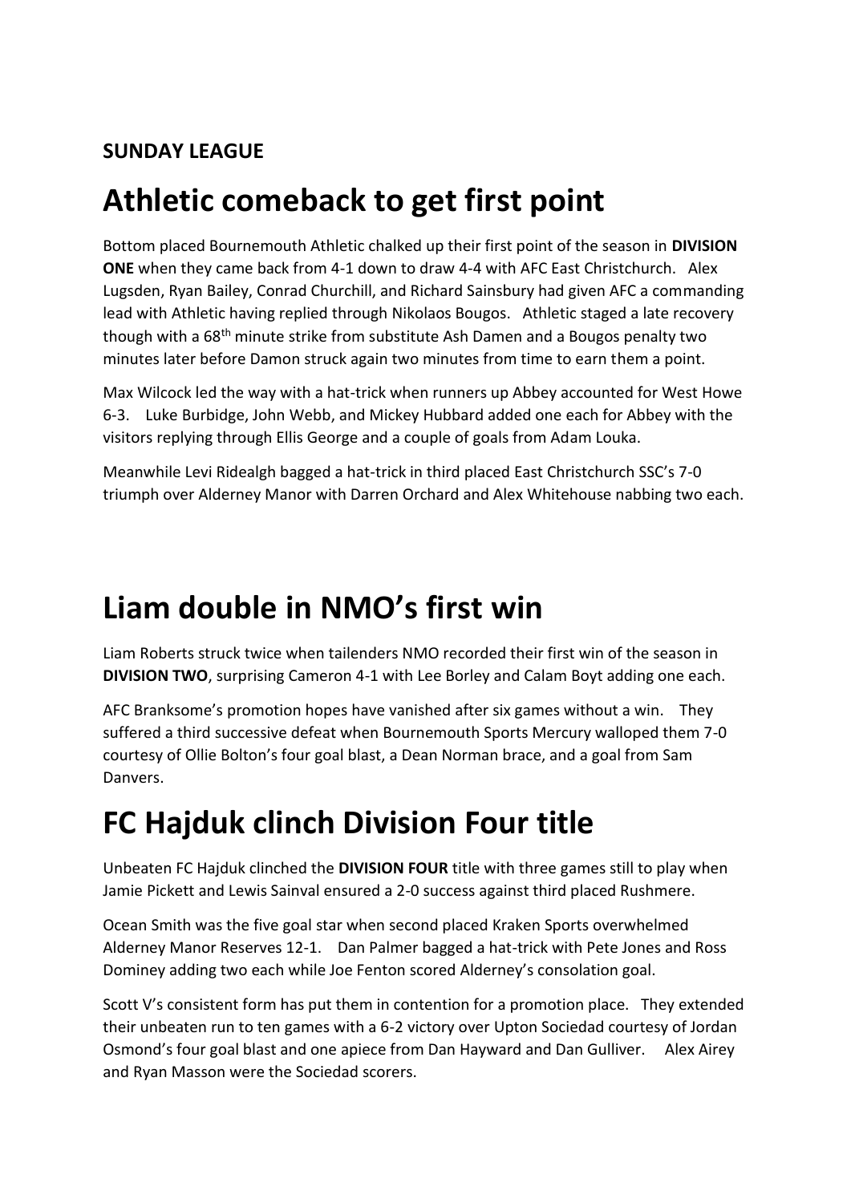**SUNDAY LEAGUE**

# Athletic comeback to get first point

Bottom placed Bournemouth Athletic chalked up their first point of the season in **DIVISION ONE** when they came back from 4-1 down to draw 4-4 with AFC East Christchurch. Alex Lugsden, Ryan Bailey, Conrad Churchill, and Richard Sainsbury had given AFC a commanding lead with Athletic having replied through Nikolaos Bougos. Athletic staged a late recovery though with a 68th minute strike from substitute Ash Damen and a Bougos penalty two minutes later before Damon struck again two minutes from time to earn them a point.

Max Wilcock led the way with a hat-trick when runners up Abbey accounted for West Howe 6-3. Luke Burbidge, John Webb, and Mickey Hubbard added one each for Abbey with the visitors replying through Ellis George and a couple of goals from Adam Louka.

Meanwhile Levi Ridealgh bagged a hat-trick in third placed East Christchurch SSC's 7-0 triumph over Alderney Manor with Darren Orchard and Alex Whitehouse nabbing two each.

# Liam double in NMO's first win

Liam Roberts struck twice when tailenders NMO recorded their first win of the season in **DIVISION TWO**, surprising Cameron 4-1 with Lee Borley and Calam Boyt adding one each.

AFC Branksome's promotion hopes have vanished after six games without a win. They suffered a third successive defeat when Bournemouth Sports Mercury walloped them 7-0 courtesy of Ollie Bolton's four goal blast, a Dean Norman brace, and a goal from Sam Danvers.

# FC Hajduk clinch Division Four title

Unbeaten FC Hajduk clinched the **DIVISION FOUR** title with three games still to play when Jamie Pickett and Lewis Sainval ensured a 2-0 success against third placed Rushmere.

Ocean Smith was the five goal star when second placed Kraken Sports overwhelmed Alderney Manor Reserves 12-1. Dan Palmer bagged a hat-trick with Pete Jones and Ross Dominey adding two each while Joe Fenton scored Alderney's consolation goal.

Scott V's consistent form has put them in contention for a promotion place. They extended their unbeaten run to ten games with a 6-2 victory over Upton Sociedad courtesy of Jordan Osmond's four goal blast and one apiece from Dan Hayward and Dan Gulliver. Alex Airey and Ryan Masson were the Sociedad scorers.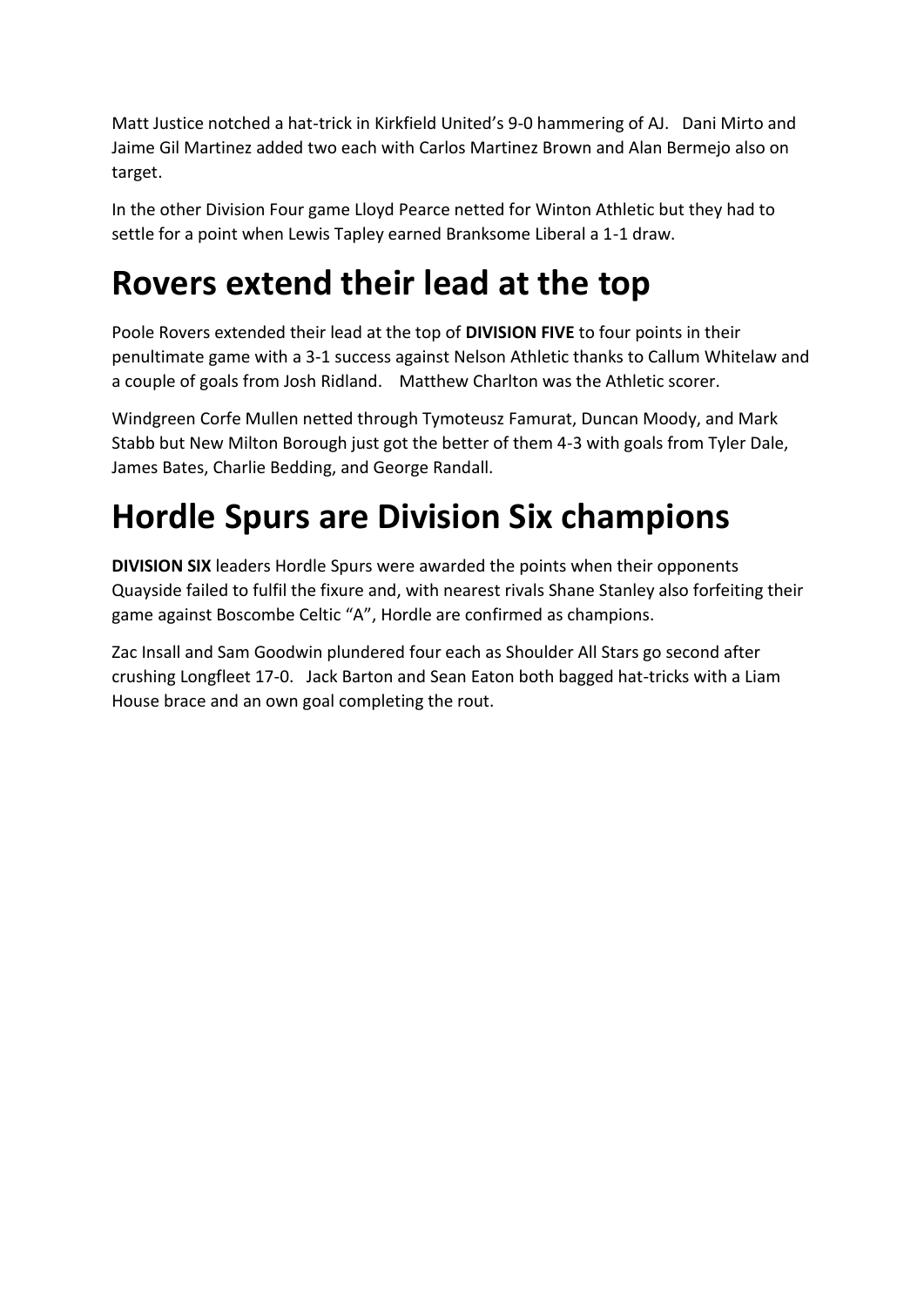Matt Justice notched a hat-trick in Kirkfield United's 9-0 hammering of AJ. Dani Mirto and Jaime Gil Martinez added two each with Carlos Martinez Brown and Alan Bermejo also on target.

In the other Division Four game Lloyd Pearce netted for Winton Athletic but they had to settle for a point when Lewis Tapley earned Branksome Liberal a 1-1 draw.

# Rovers extend their lead at the top

Poole Rovers extended their lead at the top of **DIVISION FIVE** to four points in their penultimate game with a 3-1 success against Nelson Athletic thanks to Callum Whitelaw and a couple of goals from Josh Ridland. Matthew Charlton was the Athletic scorer.

Windgreen Corfe Mullen netted through Tymoteusz Famurat, Duncan Moody, and Mark Stabb but New Milton Borough just got the better of them 4-3 with goals from Tyler Dale, James Bates, Charlie Bedding, and George Randall.

# Hordle Spurs are Division Six champions

**DIVISION SIX** leaders Hordle Spurs were awarded the points when their opponents Quayside failed to fulfil the fixture and, with nearest rivals Shane Stanley also forfeiting their game against Boscombe Celtic "A", Hordle are confirmed as champions.

Zac Insall and Sam Goodwin plundered four each as Shoulder All Stars go second after crushing Longfleet 17-0. Jack Barton and Sean Eaton both bagged hat-tricks with a Liam House brace and an own goal completing the rout.